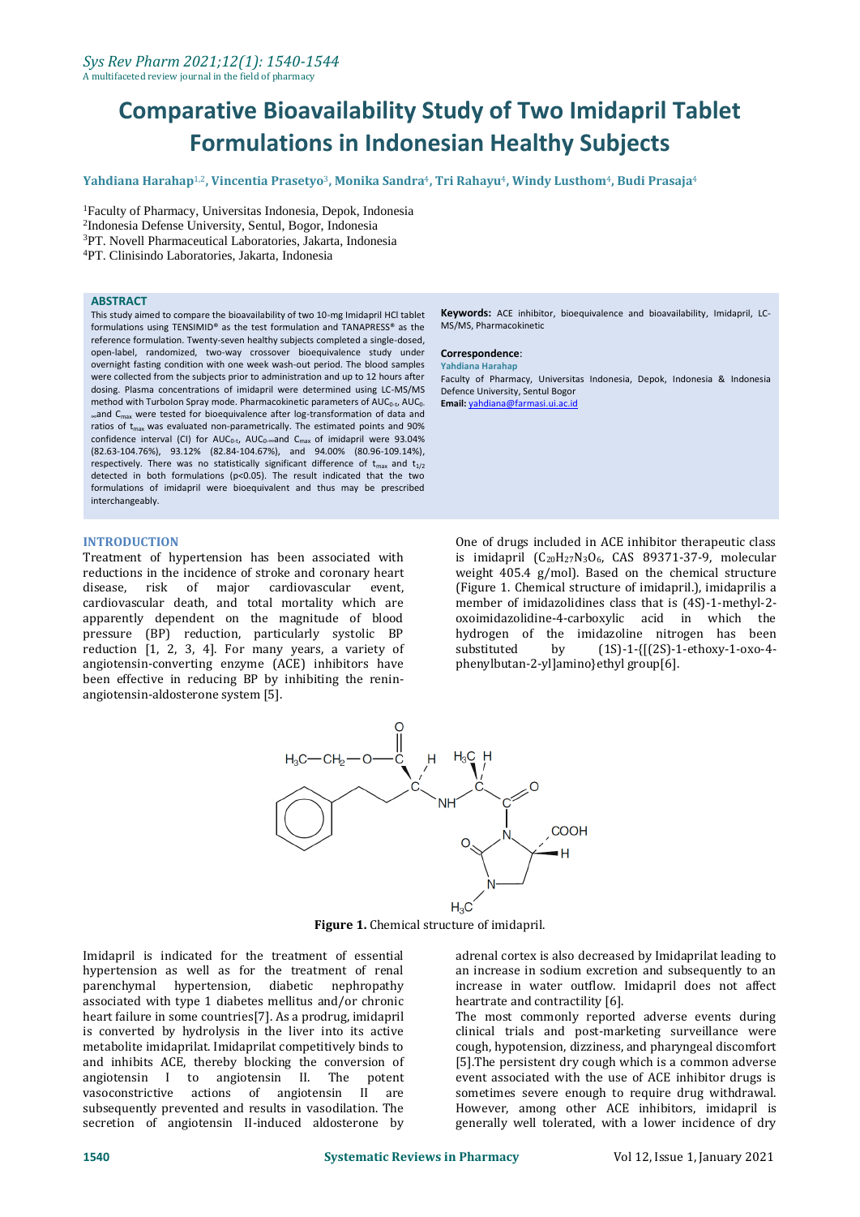# Comparative Bioavailability Study of Two Imidapril Tablet Formulations in Indonesian Healthy Subjects

**Yahdiana Harahap[1,2], Vincentia Prasetyo[3], Monika Sandra[4], Tri Rahayu[4], Windy Lusthom[4], Budi Prasaja[4]**

[1]Faculty of Pharmacy, Universitas Indonesia, Depok, Indonesia
[2]Indonesia Defense University, Sentul, Bogor, Indonesia
[3]PT. Novell Pharmaceutical Laboratories, Jakarta, Indonesia
[4]PT. Clinisindo Laboratories, Jakarta, Indonesia

## ABSTRACT

This study aimed to compare the bioavailability of two 10-mg Imidapril HCl tablet formulations using TENSIMID® as the test formulation and TANAPRESS® as the reference formulation. Twenty-seven healthy subjects completed a single-dosed, open-label, randomized, two-way crossover bioequivalence study under overnight fasting condition with one week wash-out period. The blood samples were collected from the subjects prior to administration and up to 12 hours after dosing. Plasma concentrations of imidapril were determined using LC-MS/MS method with Turbolon Spray mode. Pharmacokinetic parameters of $AUC_{0-t}$, $AUC_{0-\infty}$ and $C_{max}$ were tested for bioequivalence after log-transformation of data and ratios of $t_{max}$ was evaluated non-parametrically. The estimated points and 90% confidence interval (CI) for $AUC_{0-t}$, $AUC_{0-\infty}$ and $C_{max}$ of imidapril were 93.04% (82.63-104.76%), 93.12% (82.84-104.67%), and 94.00% (80.96-109.14%), respectively. There was no statistically significant difference of $t_{max}$ and $t_{1/2}$ detected in both formulations (p<0.05). The result indicated that the two formulations of imidapril were bioequivalent and thus may be prescribed interchangeably.

**Keywords:** ACE inhibitor, bioequivalence and bioavailability, Imidapril, LC-MS/MS, Pharmacokinetic

**Correspondence**:
**Yahdiana Harahap**
Faculty of Pharmacy, Universitas Indonesia, Depok, Indonesia & Indonesia Defence University, Sentul Bogor
**Email:** yahdiana@farmasi.ui.ac.id

## INTRODUCTION

Treatment of hypertension has been associated with reductions in the incidence of stroke and coronary heart disease, risk of major cardiovascular event, cardiovascular death, and total mortality which are apparently dependent on the magnitude of blood pressure (BP) reduction, particularly systolic BP reduction [1, 2, 3, 4]. For many years, a variety of angiotensin-converting enzyme (ACE) inhibitors have been effective in reducing BP by inhibiting the renin-angiotensin-aldosterone system [5].

One of drugs included in ACE inhibitor therapeutic class is imidapril ($C_{20}H_{27}N_3O_6$, CAS 89371-37-9, molecular weight 405.4 g/mol). Based on the chemical structure (Figure 1. Chemical structure of imidapril.), imidaprilis a member of imidazolidines class that is (4S)-1-methyl-2-oxoimidazolidine-4-carboxylic acid in which the hydrogen of the imidazoline nitrogen has been substituted by (1S)-1-{[(2S)-1-ethoxy-1-oxo-4-phenylbutan-2-yl]amino}ethyl group[6].

**Figure 1.** Chemical structure of imidapril.

Imidapril is indicated for the treatment of essential hypertension as well as for the treatment of renal parenchymal hypertension, diabetic nephropathy associated with type 1 diabetes mellitus and/or chronic heart failure in some countries[7]. As a prodrug, imidapril is converted by hydrolysis in the liver into its active metabolite imidaprilat. Imidaprilat competitively binds to and inhibits ACE, thereby blocking the conversion of angiotensin I to angiotensin II. The potent vasoconstrictive actions of angiotensin II are subsequently prevented and results in vasodilation. The secretion of angiotensin II-induced aldosterone by adrenal cortex is also decreased by Imidaprilat leading to an increase in sodium excretion and subsequently to an increase in water outflow. Imidapril does not affect heartrate and contractility [6].

The most commonly reported adverse events during clinical trials and post-marketing surveillance were cough, hypotension, dizziness, and pharyngeal discomfort [5].The persistent dry cough which is a common adverse event associated with the use of ACE inhibitor drugs is sometimes severe enough to require drug withdrawal. However, among other ACE inhibitors, imidapril is generally well tolerated, with a lower incidence of dry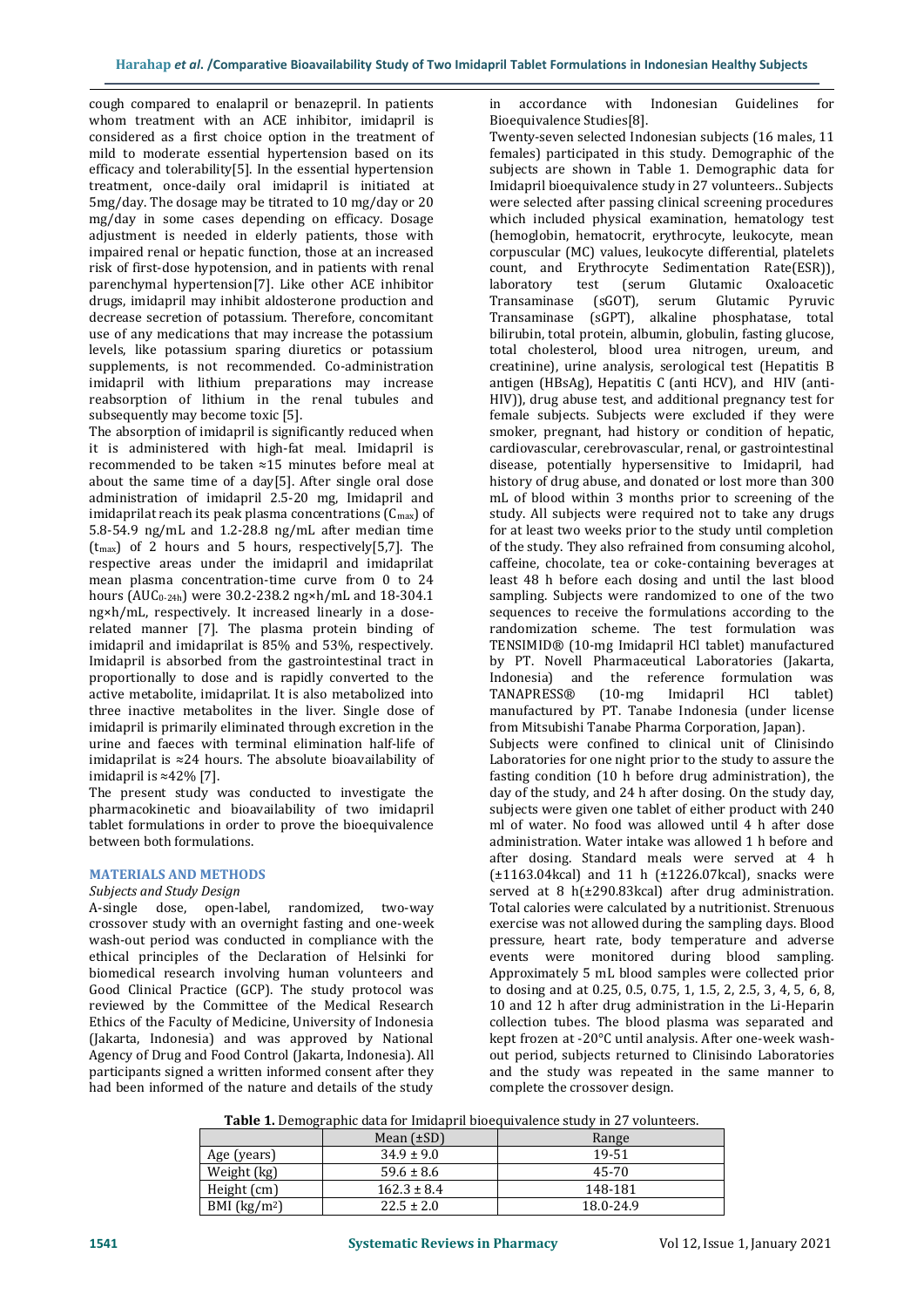cough compared to enalapril or benazepril. In patients whom treatment with an ACE inhibitor, imidapril is considered as a first choice option in the treatment of mild to moderate essential hypertension based on its efficacy and tolerability[5]. In the essential hypertension treatment, once-daily oral imidapril is initiated at 5mg/day. The dosage may be titrated to 10 mg/day or 20 mg/day in some cases depending on efficacy. Dosage adjustment is needed in elderly patients, those with impaired renal or hepatic function, those at an increased risk of first-dose hypotension, and in patients with renal parenchymal hypertension[7]. Like other ACE inhibitor drugs, imidapril may inhibit aldosterone production and decrease secretion of potassium. Therefore, concomitant use of any medications that may increase the potassium levels, like potassium sparing diuretics or potassium supplements, is not recommended. Co-administration imidapril with lithium preparations may increase reabsorption of lithium in the renal tubules and subsequently may become toxic [5].

The absorption of imidapril is significantly reduced when it is administered with high-fat meal. Imidapril is recommended to be taken ≈15 minutes before meal at about the same time of a day[5]. After single oral dose administration of imidapril 2.5-20 mg, Imidapril and imidaprilat reach its peak plasma concentrations ($C_{max}$) of 5.8-54.9 ng/mL and 1.2-28.8 ng/mL after median time ($t_{max}$) of 2 hours and 5 hours, respectively[5,7]. The respective areas under the imidapril and imidaprilat mean plasma concentration-time curve from 0 to 24 hours ($AUC_{0-24h}$) were 30.2-238.2 ng×h/mL and 18-304.1 ng×h/mL, respectively. It increased linearly in a dose-related manner [7]. The plasma protein binding of imidapril and imidaprilat is 85% and 53%, respectively. Imidapril is absorbed from the gastrointestinal tract in proportionally to dose and is rapidly converted to the active metabolite, imidaprilat. It is also metabolized into three inactive metabolites in the liver. Single dose of imidapril is primarily eliminated through excretion in the urine and faeces with terminal elimination half-life of imidaprilat is ≈24 hours. The absolute bioavailability of imidapril is ≈42% [7].

The present study was conducted to investigate the pharmacokinetic and bioavailability of two imidapril tablet formulations in order to prove the bioequivalence between both formulations.

## MATERIALS AND METHODS

### *Subjects and Study Design*

A-single dose, open-label, randomized, two-way crossover study with an overnight fasting and one-week wash-out period was conducted in compliance with the ethical principles of the Declaration of Helsinki for biomedical research involving human volunteers and Good Clinical Practice (GCP). The study protocol was reviewed by the Committee of the Medical Research Ethics of the Faculty of Medicine, University of Indonesia (Jakarta, Indonesia) and was approved by National Agency of Drug and Food Control (Jakarta, Indonesia). All participants signed a written informed consent after they had been informed of the nature and details of the study in accordance with Indonesian Guidelines for Bioequivalence Studies[8].

Twenty-seven selected Indonesian subjects (16 males, 11 females) participated in this study. Demographic of the subjects are shown in Table 1. Demographic data for Imidapril bioequivalence study in 27 volunteers.. Subjects were selected after passing clinical screening procedures which included physical examination, hematology test (hemoglobin, hematocrit, erythrocyte, leukocyte, mean corpuscular (MC) values, leukocyte differential, platelets count, and Erythrocyte Sedimentation Rate(ESR)), laboratory test (serum Glutamic Oxaloacetic Transaminase (sGOT), serum Glutamic Pyruvic Transaminase (sGPT), alkaline phosphatase, total bilirubin, total protein, albumin, globulin, fasting glucose, total cholesterol, blood urea nitrogen, ureum, and creatinine), urine analysis, serological test (Hepatitis B antigen (HBsAg), Hepatitis C (anti HCV), and HIV (anti-HIV)), drug abuse test, and additional pregnancy test for female subjects. Subjects were excluded if they were smoker, pregnant, had history or condition of hepatic, cardiovascular, cerebrovascular, renal, or gastrointestinal disease, potentially hypersensitive to Imidapril, had history of drug abuse, and donated or lost more than 300 mL of blood within 3 months prior to screening of the study. All subjects were required not to take any drugs for at least two weeks prior to the study until completion of the study. They also refrained from consuming alcohol, caffeine, chocolate, tea or coke-containing beverages at least 48 h before each dosing and until the last blood sampling. Subjects were randomized to one of the two sequences to receive the formulations according to the randomization scheme. The test formulation was TENSIMID® (10-mg Imidapril HCl tablet) manufactured by PT. Novell Pharmaceutical Laboratories (Jakarta, Indonesia) and the reference formulation was TANAPRESS® (10-mg Imidapril HCl tablet) manufactured by PT. Tanabe Indonesia (under license from Mitsubishi Tanabe Pharma Corporation, Japan).

Subjects were confined to clinical unit of Clinisindo Laboratories for one night prior to the study to assure the fasting condition (10 h before drug administration), the day of the study, and 24 h after dosing. On the study day, subjects were given one tablet of either product with 240 ml of water. No food was allowed until 4 h after dose administration. Water intake was allowed 1 h before and after dosing. Standard meals were served at 4 h (±1163.04kcal) and 11 h (±1226.07kcal), snacks were served at 8 h(±290.83kcal) after drug administration. Total calories were calculated by a nutritionist. Strenuous exercise was not allowed during the sampling days. Blood pressure, heart rate, body temperature and adverse events were monitored during blood sampling. Approximately 5 mL blood samples were collected prior to dosing and at 0.25, 0.5, 0.75, 1, 1.5, 2, 2.5, 3, 4, 5, 6, 8, 10 and 12 h after drug administration in the Li-Heparin collection tubes. The blood plasma was separated and kept frozen at -20°C until analysis. After one-week wash-out period, subjects returned to Clinisindo Laboratories and the study was repeated in the same manner to complete the crossover design.

**Table 1.** Demographic data for Imidapril bioequivalence study in 27 volunteers.

| | Mean (±SD) | Range |
|---|---|---|
| Age (years) | 34.9 ± 9.0 | 19-51 |
| Weight (kg) | 59.6 ± 8.6 | 45-70 |
| Height (cm) | 162.3 ± 8.4 | 148-181 |
| BMI ($kg/m^2$) | 22.5 ± 2.0 | 18.0-24.9 |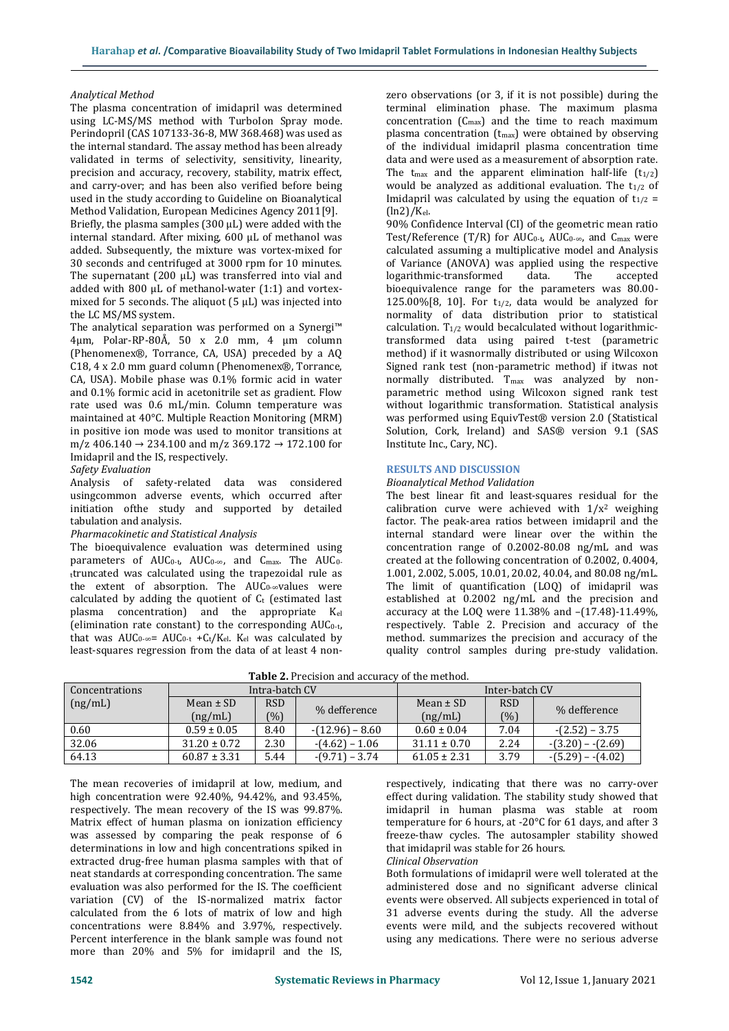*Analytical Method*

The plasma concentration of imidapril was determined using LC-MS/MS method with TurboIon Spray mode. Perindopril (CAS 107133-36-8, MW 368.468) was used as the internal standard. The assay method has been already validated in terms of selectivity, sensitivity, linearity, precision and accuracy, recovery, stability, matrix effect, and carry-over; and has been also verified before being used in the study according to Guideline on Bioanalytical Method Validation, European Medicines Agency 2011[9].

Briefly, the plasma samples (300 μL) were added with the internal standard. After mixing, 600 μL of methanol was added. Subsequently, the mixture was vortex-mixed for 30 seconds and centrifuged at 3000 rpm for 10 minutes. The supernatant (200 μL) was transferred into vial and added with 800 μL of methanol-water (1:1) and vortex-mixed for 5 seconds. The aliquot (5 μL) was injected into the LC MS/MS system.

The analytical separation was performed on a Synergi™ 4μm, Polar-RP-80Å, 50 x 2.0 mm, 4 μm column (Phenomenex®, Torrance, CA, USA) preceded by a AQ C18, 4 x 2.0 mm guard column (Phenomenex®, Torrance, CA, USA). Mobile phase was 0.1% formic acid in water and 0.1% formic acid in acetonitrile set as gradient. Flow rate used was 0.6 mL/min. Column temperature was maintained at 40°C. Multiple Reaction Monitoring (MRM) in positive ion mode was used to monitor transitions at m/z 406.140 → 234.100 and m/z 369.172 → 172.100 for Imidapril and the IS, respectively.

*Safety Evaluation*

Analysis of safety-related data was considered usingcommon adverse events, which occurred after initiation ofthe study and supported by detailed tabulation and analysis.

*Pharmacokinetic and Statistical Analysis*

The bioequivalence evaluation was determined using parameters of $AUC_{0-t}$, $AUC_{0-\infty}$, and $C_{max}$. The $AUC_{0-t}$truncated was calculated using the trapezoidal rule as the extent of absorption. The $AUC_{0-\infty}$values were calculated by adding the quotient of $C_t$ (estimated last plasma concentration) and the appropriate $K_{el}$ (elimination rate constant) to the corresponding $AUC_{0-t}$, that was $AUC_{0-\infty} = AUC_{0-t} + C_t/K_{el}$. $K_{el}$ was calculated by least-squares regression from the data of at least 4 non-zero observations (or 3, if it is not possible) during the terminal elimination phase. The maximum plasma concentration ($C_{max}$) and the time to reach maximum plasma concentration ($t_{max}$) were obtained by observing of the individual imidapril plasma concentration time data and were used as a measurement of absorption rate. The $t_{max}$ and the apparent elimination half-life ($t_{1/2}$) would be analyzed as additional evaluation. The $t_{1/2}$ of Imidapril was calculated by using the equation of $t_{1/2} = (\ln 2)/K_{el}$.

90% Confidence Interval (CI) of the geometric mean ratio Test/Reference (T/R) for $AUC_{0-t}$, $AUC_{0-\infty}$, and $C_{max}$ were calculated assuming a multiplicative model and Analysis of Variance (ANOVA) was applied using the respective logarithmic-transformed data. The accepted bioequivalence range for the parameters was 80.00-125.00%[8, 10]. For $t_{1/2}$, data would be analyzed for normality of data distribution prior to statistical calculation. $T_{1/2}$ would becalculated without logarithmic-transformed data using paired t-test (parametric method) if it wasnormally distributed or using Wilcoxon Signed rank test (non-parametric method) if itwas not normally distributed. $T_{max}$ was analyzed by non-parametric method using Wilcoxon signed rank test without logarithmic transformation. Statistical analysis was performed using EquivTest® version 2.0 (Statistical Solution, Cork, Ireland) and SAS® version 9.1 (SAS Institute Inc., Cary, NC).

## RESULTS AND DISCUSSION

*Bioanalytical Method Validation*

The best linear fit and least-squares residual for the calibration curve were achieved with $1/x^2$ weighing factor. The peak-area ratios between imidapril and the internal standard were linear over the within the concentration range of 0.2002-80.08 ng/mL and was created at the following concentration of 0.2002, 0.4004, 1.001, 2.002, 5.005, 10.01, 20.02, 40.04, and 80.08 ng/mL. The limit of quantification (LOQ) of imidapril was established at 0.2002 ng/mL and the precision and accuracy at the LOQ were 11.38% and –(17.48)-11.49%, respectively. Table 2. Precision and accuracy of the method. summarizes the precision and accuracy of the quality control samples during pre-study validation.

**Table 2.** Precision and accuracy of the method.

| Concentrations (ng/mL) | Intra-batch CV | | | Inter-batch CV | | |
|---|---|---|---|---|---|---|
| | Mean ± SD (ng/mL) | RSD (%) | % defference | Mean ± SD (ng/mL) | RSD (%) | % defference |
| 0.60 | 0.59 ± 0.05 | 8.40 | -(12.96) – 8.60 | 0.60 ± 0.04 | 7.04 | -(2.52) – 3.75 |
| 32.06 | 31.20 ± 0.72 | 2.30 | -(4.62) – 1.06 | 31.11 ± 0.70 | 2.24 | -(3.20) – -(2.69) |
| 64.13 | 60.87 ± 3.31 | 5.44 | -(9.71) – 3.74 | 61.05 ± 2.31 | 3.79 | -(5.29) – -(4.02) |

The mean recoveries of imidapril at low, medium, and high concentration were 92.40%, 94.42%, and 93.45%, respectively. The mean recovery of the IS was 99.87%. Matrix effect of human plasma on ionization efficiency was assessed by comparing the peak response of 6 determinations in low and high concentrations spiked in extracted drug-free human plasma samples with that of neat standards at corresponding concentration. The same evaluation was also performed for the IS. The coefficient variation (CV) of the IS-normalized matrix factor calculated from the 6 lots of matrix of low and high concentrations were 8.84% and 3.97%, respectively. Percent interference in the blank sample was found not more than 20% and 5% for imidapril and the IS, respectively, indicating that there was no carry-over effect during validation. The stability study showed that imidapril in human plasma was stable at room temperature for 6 hours, at -20°C for 61 days, and after 3 freeze-thaw cycles. The autosampler stability showed that imidapril was stable for 26 hours.

*Clinical Observation*

Both formulations of imidapril were well tolerated at the administered dose and no significant adverse clinical events were observed. All subjects experienced in total of 31 adverse events during the study. All the adverse events were mild, and the subjects recovered without using any medications. There were no serious adverse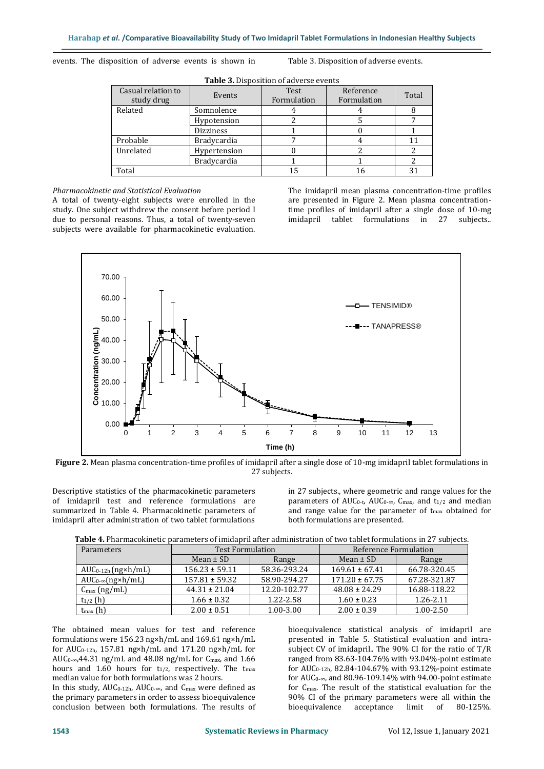events. The disposition of adverse events is shown in Table 3. Disposition of adverse events.

**Table 3.** Disposition of adverse events

| Casual relation to study drug | Events | Test Formulation | Reference Formulation | Total |
|---|---|---|---|---|
| Related | Somnolence | 4 | 4 | 8 |
| | Hypotension | 2 | 5 | 7 |
| | Dizziness | 1 | 0 | 1 |
| Probable | Bradycardia | 7 | 4 | 11 |
| Unrelated | Hypertension | 0 | 2 | 2 |
| | Bradycardia | 1 | 1 | 2 |
| Total | | 15 | 16 | 31 |

*Pharmacokinetic and Statistical Evaluation*

A total of twenty-eight subjects were enrolled in the study. One subject withdrew the consent before period I due to personal reasons. Thus, a total of twenty-seven subjects were available for pharmacokinetic evaluation.

The imidapril mean plasma concentration-time profiles are presented in Figure 2. Mean plasma concentration-time profiles of imidapril after a single dose of 10-mg imidapril tablet formulations in 27 subjects..

**Figure 2.** Mean plasma concentration-time profiles of imidapril after a single dose of 10-mg imidapril tablet formulations in 27 subjects.

Descriptive statistics of the pharmacokinetic parameters of imidapril test and reference formulations are summarized in Table 4. Pharmacokinetic parameters of imidapril after administration of two tablet formulations in 27 subjects., where geometric and range values for the parameters of $AUC_{0-t}$, $AUC_{0-\infty}$, $C_{max}$, and $t_{1/2}$ and median and range value for the parameter of $t_{max}$ obtained for both formulations are presented.

**Table 4.** Pharmacokinetic parameters of imidapril after administration of two tablet formulations in 27 subjects.

| Parameters | Test Formulation | | Reference Formulation | |
|---|---|---|---|---|
| | Mean ± SD | Range | Mean ± SD | Range |
| $AUC_{0-12h}$ (ng×h/mL) | 156.23 ± 59.11 | 58.36-293.24 | 169.61 ± 67.41 | 66.78-320.45 |
| $AUC_{0-\infty}$(ng×h/mL) | 157.81 ± 59.32 | 58.90-294.27 | 171.20 ± 67.75 | 67.28-321.87 |
| $C_{max}$ (ng/mL) | 44.31 ± 21.04 | 12.20-102.77 | 48.08 ± 24.29 | 16.88-118.22 |
| $t_{1/2}$ (h) | 1.66 ± 0.32 | 1.22-2.58 | 1.60 ± 0.23 | 1.26-2.11 |
| $t_{max}$ (h) | 2.00 ± 0.51 | 1.00-3.00 | 2.00 ± 0.39 | 1.00-2.50 |

The obtained mean values for test and reference formulations were 156.23 ng×h/mL and 169.61 ng×h/mL for $AUC_{0-12h}$, 157.81 ng×h/mL and 171.20 ng×h/mL for $AUC_{0-\infty}$,44.31 ng/mL and 48.08 ng/mL for $C_{max}$, and 1.66 hours and 1.60 hours for $t_{1/2}$, respectively. The $t_{max}$ median value for both formulations was 2 hours.

In this study, $AUC_{0-12h}$, $AUC_{0-\infty}$, and $C_{max}$ were defined as the primary parameters in order to assess bioequivalence conclusion between both formulations. The results of bioequivalence statistical analysis of imidapril are presented in Table 5. Statistical evaluation and intra-subject CV of imidapril.. The 90% CI for the ratio of T/R ranged from 83.63-104.76% with 93.04%-point estimate for $AUC_{0-12h}$, 82.84-104.67% with 93.12%-point estimate for $AUC_{0-\infty}$, and 80.96-109.14% with 94.00-point estimate for $C_{max}$. The result of the statistical evaluation for the 90% CI of the primary parameters were all within the bioequivalence acceptance limit of 80-125%.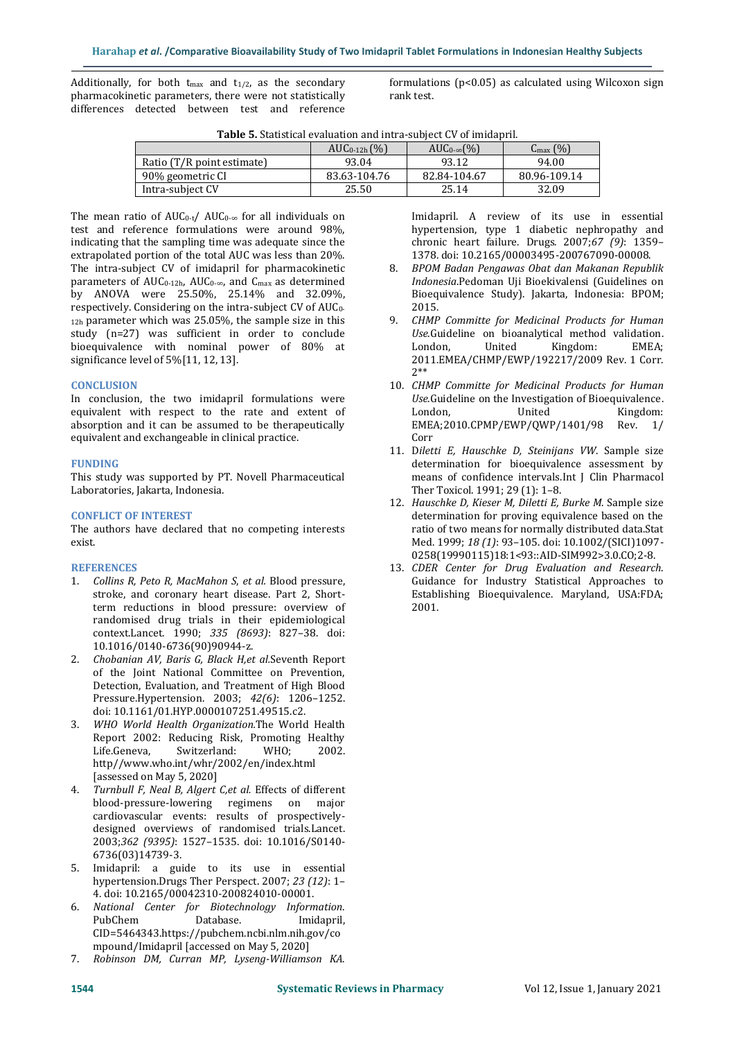Additionally, for both $t_{max}$ and $t_{1/2}$, as the secondary pharmacokinetic parameters, there were not statistically differences detected between test and reference formulations ($p<0.05$) as calculated using Wilcoxon sign rank test.

**Table 5.** Statistical evaluation and intra-subject CV of imidapril.

| | $AUC_{0-12h}$ (%) | $AUC_{0-\infty}$(%) | $C_{max}$ (%) |
|---|---|---|---|
| Ratio (T/R point estimate) | 93.04 | 93.12 | 94.00 |
| 90% geometric CI | 83.63-104.76 | 82.84-104.67 | 80.96-109.14 |
| Intra-subject CV | 25.50 | 25.14 | 32.09 |

The mean ratio of $AUC_{0-t}$/ $AUC_{0-\infty}$ for all individuals on test and reference formulations were around 98%, indicating that the sampling time was adequate since the extrapolated portion of the total AUC was less than 20%. The intra-subject CV of imidapril for pharmacokinetic parameters of $AUC_{0-12h}$, $AUC_{0-\infty}$, and $C_{max}$ as determined by ANOVA were 25.50%, 25.14% and 32.09%, respectively. Considering on the intra-subject CV of $AUC_{0-12h}$ parameter which was 25.05%, the sample size in this study (n=27) was sufficient in order to conclude bioequivalence with nominal power of 80% at significance level of 5%[11, 12, 13].

## CONCLUSION

In conclusion, the two imidapril formulations were equivalent with respect to the rate and extent of absorption and it can be assumed to be therapeutically equivalent and exchangeable in clinical practice.

## FUNDING

This study was supported by PT. Novell Pharmaceutical Laboratories, Jakarta, Indonesia.

## CONFLICT OF INTEREST

The authors have declared that no competing interests exist.

## REFERENCES

1. *Collins R, Peto R, MacMahon S, et al.* Blood pressure, stroke, and coronary heart disease. Part 2, Short-term reductions in blood pressure: overview of randomised drug trials in their epidemiological context.Lancet. 1990; *335 (8693)*: 827–38. doi: 10.1016/0140-6736(90)90944-z.
2. *Chobanian AV, Baris G, Black H,et al.*Seventh Report of the Joint National Committee on Prevention, Detection, Evaluation, and Treatment of High Blood Pressure.Hypertension. 2003; *42(6)*: 1206–1252. doi: 10.1161/01.HYP.0000107251.49515.c2.
3. *WHO World Health Organization.*The World Health Report 2002: Reducing Risk, Promoting Healthy Life.Geneva, Switzerland: WHO; 2002. http//www.who.int/whr/2002/en/index.html [assessed on May 5, 2020]
4. *Turnbull F, Neal B, Algert C,et al.* Effects of different blood-pressure-lowering regimens on major cardiovascular events: results of prospectively-designed overviews of randomised trials.Lancet. 2003;*362 (9395)*: 1527–1535. doi: 10.1016/S0140-6736(03)14739-3.
5. Imidapril: a guide to its use in essential hypertension.Drugs Ther Perspect. 2007; *23 (12)*: 1–4. doi: 10.2165/00042310-200824010-00001.
6. *National Center for Biotechnology Information*. PubChem Database. Imidapril, CID=5464343.https://pubchem.ncbi.nlm.nih.gov/compound/Imidapril [accessed on May 5, 2020]
7. *Robinson DM, Curran MP, Lyseng-Williamson KA*. Imidapril. A review of its use in essential hypertension, type 1 diabetic nephropathy and chronic heart failure. Drugs. 2007;*67 (9)*: 1359–1378. doi: 10.2165/00003495-200767090-00008.
8. *BPOM Badan Pengawas Obat dan Makanan Republik Indonesia.*Pedoman Uji Bioekivalensi (Guidelines on Bioequivalence Study). Jakarta, Indonesia: BPOM; 2015.
9. *CHMP Committe for Medicinal Products for Human Use.*Guideline on bioanalytical method validation. London, United Kingdom: EMEA; 2011.EMEA/CHMP/EWP/192217/2009 Rev. 1 Corr. 2**
10. *CHMP Committe for Medicinal Products for Human Use.*Guideline on the Investigation of Bioequivalence. London, United Kingdom: EMEA;2010.CPMP/EWP/QWP/1401/98 Rev. 1/ Corr
11. *Diletti E, Hauschke D, Steinijans VW*. Sample size determination for bioequivalence assessment by means of confidence intervals.Int J Clin Pharmacol Ther Toxicol. 1991; 29 (1): 1–8.
12. *Hauschke D, Kieser M, Diletti E, Burke M.* Sample size determination for proving equivalence based on the ratio of two means for normally distributed data.Stat Med. 1999; *18 (1)*: 93–105. doi: 10.1002/(SICI)1097-0258(19990115)18:1<93::AID-SIM992>3.0.CO;2-8.
13. *CDER Center for Drug Evaluation and Research.* Guidance for Industry Statistical Approaches to Establishing Bioequivalence. Maryland, USA:FDA; 2001.